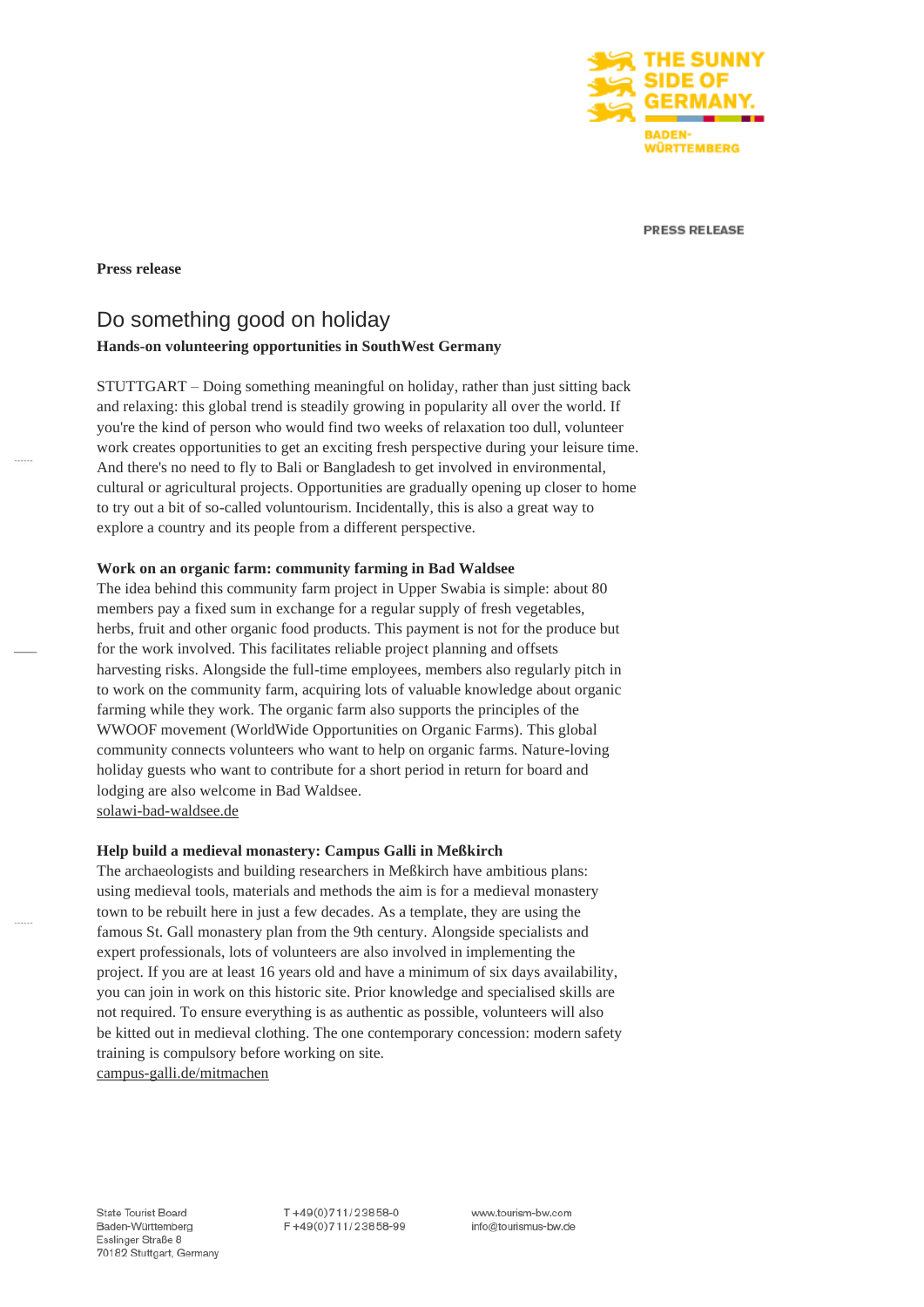PRESS RELEASE

**Press release**

# Do something good on holiday

**Hands-on volunteering opportunities in SouthWest Germany**

STUTTGART – Doing something meaningful on holiday, rather than just sitting back and relaxing: this global trend is steadily growing in popularity all over the world. If you're the kind of person who would find two weeks of relaxation too dull, volunteer work creates opportunities to get an exciting fresh perspective during your leisure time. And there's no need to fly to Bali or Bangladesh to get involved in environmental, cultural or agricultural projects. Opportunities are gradually opening up closer to home to try out a bit of so-called voluntourism. Incidentally, this is also a great way to explore a country and its people from a different perspective.

**Work on an organic farm: community farming in Bad Waldsee**

The idea behind this community farm project in Upper Swabia is simple: about 80 members pay a fixed sum in exchange for a regular supply of fresh vegetables, herbs, fruit and other organic food products. This payment is not for the produce but for the work involved. This facilitates reliable project planning and offsets harvesting risks. Alongside the full-time employees, members also regularly pitch in to work on the community farm, acquiring lots of valuable knowledge about organic farming while they work. The organic farm also supports the principles of the WWOOF movement (WorldWide Opportunities on Organic Farms). This global community connects volunteers who want to help on organic farms. Nature-loving holiday guests who want to contribute for a short period in return for board and lodging are also welcome in Bad Waldsee.
solawi-bad-waldsee.de

**Help build a medieval monastery: Campus Galli in Meßkirch**

The archaeologists and building researchers in Meßkirch have ambitious plans: using medieval tools, materials and methods the aim is for a medieval monastery town to be rebuilt here in just a few decades. As a template, they are using the famous St. Gall monastery plan from the 9th century. Alongside specialists and expert professionals, lots of volunteers are also involved in implementing the project. If you are at least 16 years old and have a minimum of six days availability, you can join in work on this historic site. Prior knowledge and specialised skills are not required. To ensure everything is as authentic as possible, volunteers will also be kitted out in medieval clothing. The one contemporary concession: modern safety training is compulsory before working on site.
campus-galli.de/mitmachen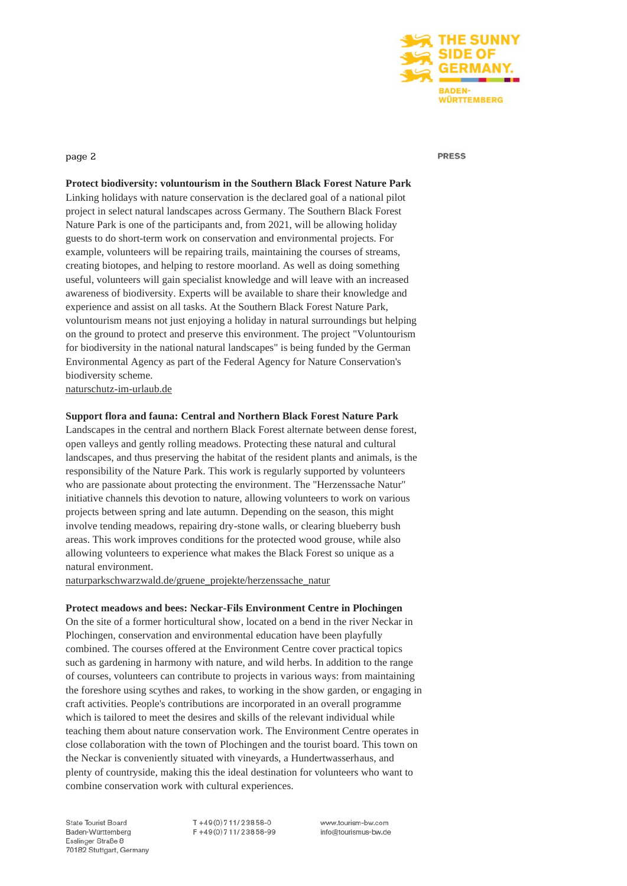**Protect biodiversity: voluntourism in the Southern Black Forest Nature Park**

Linking holidays with nature conservation is the declared goal of a national pilot project in select natural landscapes across Germany. The Southern Black Forest Nature Park is one of the participants and, from 2021, will be allowing holiday guests to do short-term work on conservation and environmental projects. For example, volunteers will be repairing trails, maintaining the courses of streams, creating biotopes, and helping to restore moorland. As well as doing something useful, volunteers will gain specialist knowledge and will leave with an increased awareness of biodiversity. Experts will be available to share their knowledge and experience and assist on all tasks. At the Southern Black Forest Nature Park, voluntourism means not just enjoying a holiday in natural surroundings but helping on the ground to protect and preserve this environment. The project "Voluntourism for biodiversity in the national natural landscapes" is being funded by the German Environmental Agency as part of the Federal Agency for Nature Conservation's biodiversity scheme.
naturschutz-im-urlaub.de

**Support flora and fauna: Central and Northern Black Forest Nature Park**

Landscapes in the central and northern Black Forest alternate between dense forest, open valleys and gently rolling meadows. Protecting these natural and cultural landscapes, and thus preserving the habitat of the resident plants and animals, is the responsibility of the Nature Park. This work is regularly supported by volunteers who are passionate about protecting the environment. The "Herzenssache Natur" initiative channels this devotion to nature, allowing volunteers to work on various projects between spring and late autumn. Depending on the season, this might involve tending meadows, repairing dry-stone walls, or clearing blueberry bush areas. This work improves conditions for the protected wood grouse, while also allowing volunteers to experience what makes the Black Forest so unique as a natural environment.
naturparkschwarzwald.de/gruene_projekte/herzenssache_natur

**Protect meadows and bees: Neckar-Fils Environment Centre in Plochingen**

On the site of a former horticultural show, located on a bend in the river Neckar in Plochingen, conservation and environmental education have been playfully combined. The courses offered at the Environment Centre cover practical topics such as gardening in harmony with nature, and wild herbs. In addition to the range of courses, volunteers can contribute to projects in various ways: from maintaining the foreshore using scythes and rakes, to working in the show garden, or engaging in craft activities. People's contributions are incorporated in an overall programme which is tailored to meet the desires and skills of the relevant individual while teaching them about nature conservation work. The Environment Centre operates in close collaboration with the town of Plochingen and the tourist board. This town on the Neckar is conveniently situated with vineyards, a Hundertwasserhaus, and plenty of countryside, making this the ideal destination for volunteers who want to combine conservation work with cultural experiences.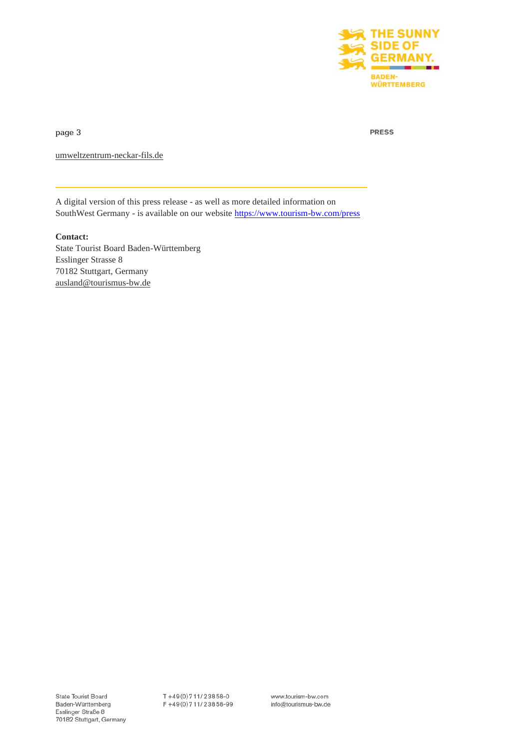umweltzentrum-neckar-fils.de

---

A digital version of this press release - as well as more detailed information on SouthWest Germany - is available on our website https://www.tourism-bw.com/press

**Contact:**
State Tourist Board Baden-Württemberg
Esslinger Strasse 8
70182 Stuttgart, Germany
ausland@tourismus-bw.de